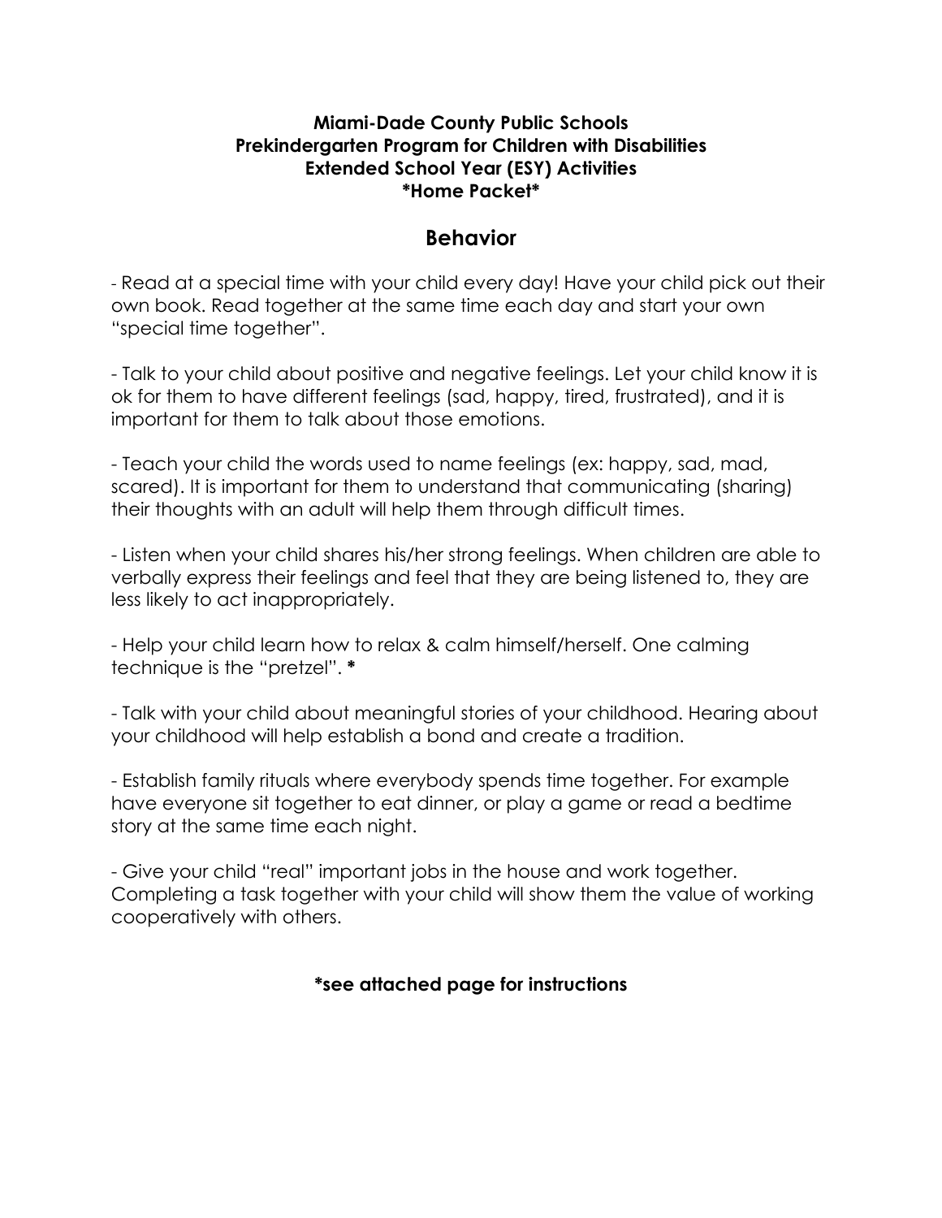**Miami-Dade County Public Schools**
**Prekindergarten Program for Children with Disabilities**
**Extended School Year (ESY) Activities**
***Home Packet***

# Behavior

- Read at a special time with your child every day! Have your child pick out their own book. Read together at the same time each day and start your own "special time together".

- Talk to your child about positive and negative feelings. Let your child know it is ok for them to have different feelings (sad, happy, tired, frustrated), and it is important for them to talk about those emotions.

- Teach your child the words used to name feelings (ex: happy, sad, mad, scared). It is important for them to understand that communicating (sharing) their thoughts with an adult will help them through difficult times.

- Listen when your child shares his/her strong feelings. When children are able to verbally express their feelings and feel that they are being listened to, they are less likely to act inappropriately.

- Help your child learn how to relax & calm himself/herself. One calming technique is the "pretzel". *

- Talk with your child about meaningful stories of your childhood. Hearing about your childhood will help establish a bond and create a tradition.

- Establish family rituals where everybody spends time together. For example have everyone sit together to eat dinner, or play a game or read a bedtime story at the same time each night.

- Give your child "real" important jobs in the house and work together. Completing a task together with your child will show them the value of working cooperatively with others.

**\*see attached page for instructions**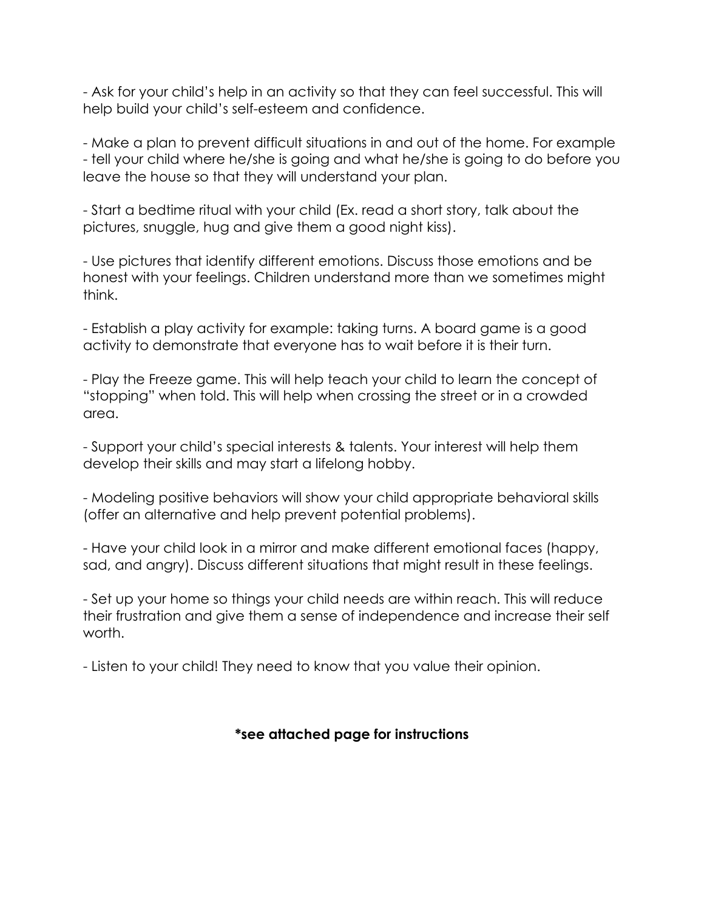- Ask for your child's help in an activity so that they can feel successful. This will help build your child's self-esteem and confidence.

- Make a plan to prevent difficult situations in and out of the home. For example - tell your child where he/she is going and what he/she is going to do before you leave the house so that they will understand your plan.

- Start a bedtime ritual with your child (Ex. read a short story, talk about the pictures, snuggle, hug and give them a good night kiss).

- Use pictures that identify different emotions. Discuss those emotions and be honest with your feelings. Children understand more than we sometimes might think.

- Establish a play activity for example: taking turns. A board game is a good activity to demonstrate that everyone has to wait before it is their turn.

- Play the Freeze game. This will help teach your child to learn the concept of "stopping" when told. This will help when crossing the street or in a crowded area.

- Support your child's special interests & talents. Your interest will help them develop their skills and may start a lifelong hobby.

- Modeling positive behaviors will show your child appropriate behavioral skills (offer an alternative and help prevent potential problems).

- Have your child look in a mirror and make different emotional faces (happy, sad, and angry). Discuss different situations that might result in these feelings.

- Set up your home so things your child needs are within reach. This will reduce their frustration and give them a sense of independence and increase their self worth.

- Listen to your child! They need to know that you value their opinion.

**\*see attached page for instructions**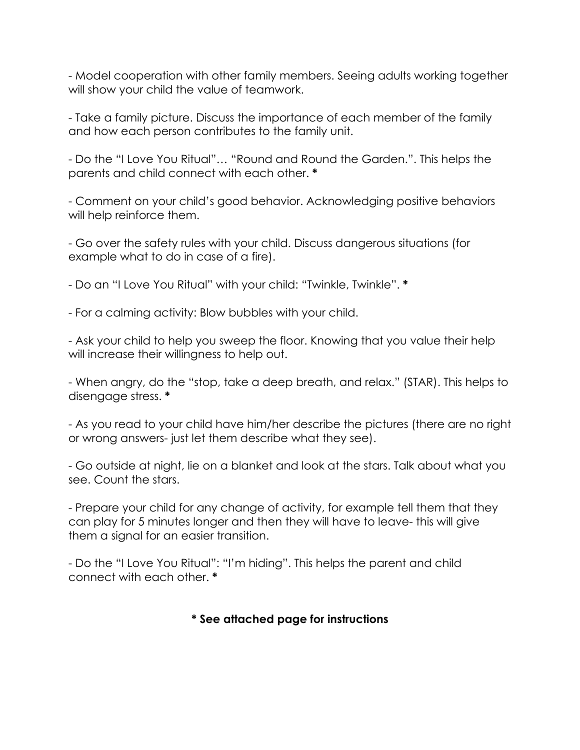- Model cooperation with other family members. Seeing adults working together will show your child the value of teamwork.

- Take a family picture. Discuss the importance of each member of the family and how each person contributes to the family unit.

- Do the "I Love You Ritual"… "Round and Round the Garden.". This helps the parents and child connect with each other. *

- Comment on your child's good behavior. Acknowledging positive behaviors will help reinforce them.

- Go over the safety rules with your child. Discuss dangerous situations (for example what to do in case of a fire).

- Do an "I Love You Ritual" with your child: "Twinkle, Twinkle". *

- For a calming activity: Blow bubbles with your child.

- Ask your child to help you sweep the floor. Knowing that you value their help will increase their willingness to help out.

- When angry, do the "stop, take a deep breath, and relax." (STAR). This helps to disengage stress. *

- As you read to your child have him/her describe the pictures (there are no right or wrong answers- just let them describe what they see).

- Go outside at night, lie on a blanket and look at the stars. Talk about what you see. Count the stars.

- Prepare your child for any change of activity, for example tell them that they can play for 5 minutes longer and then they will have to leave- this will give them a signal for an easier transition.

- Do the "I Love You Ritual": "I'm hiding". This helps the parent and child connect with each other. *

**\* See attached page for instructions**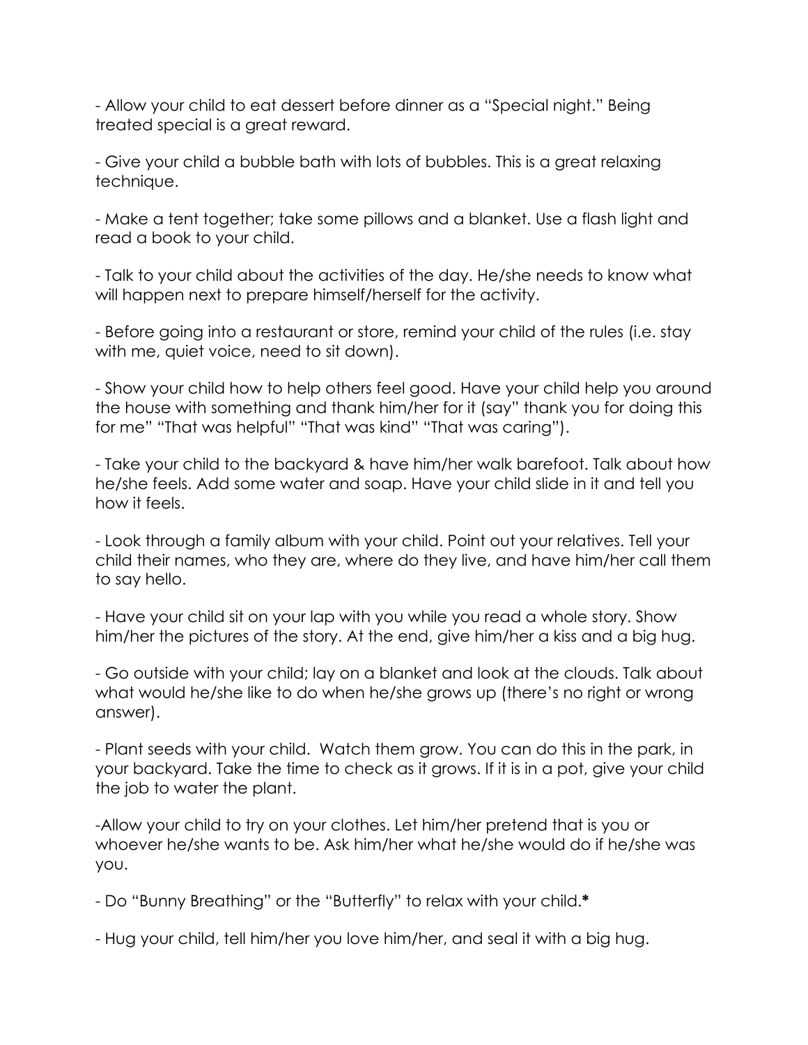- Allow your child to eat dessert before dinner as a "Special night." Being treated special is a great reward.

- Give your child a bubble bath with lots of bubbles. This is a great relaxing technique.

- Make a tent together; take some pillows and a blanket. Use a flash light and read a book to your child.

- Talk to your child about the activities of the day. He/she needs to know what will happen next to prepare himself/herself for the activity.

- Before going into a restaurant or store, remind your child of the rules (i.e. stay with me, quiet voice, need to sit down).

- Show your child how to help others feel good. Have your child help you around the house with something and thank him/her for it (say" thank you for doing this for me" "That was helpful" "That was kind" "That was caring").

- Take your child to the backyard & have him/her walk barefoot. Talk about how he/she feels. Add some water and soap. Have your child slide in it and tell you how it feels.

- Look through a family album with your child. Point out your relatives. Tell your child their names, who they are, where do they live, and have him/her call them to say hello.

- Have your child sit on your lap with you while you read a whole story. Show him/her the pictures of the story. At the end, give him/her a kiss and a big hug.

- Go outside with your child; lay on a blanket and look at the clouds. Talk about what would he/she like to do when he/she grows up (there's no right or wrong answer).

- Plant seeds with your child. Watch them grow. You can do this in the park, in your backyard. Take the time to check as it grows. If it is in a pot, give your child the job to water the plant.

-Allow your child to try on your clothes. Let him/her pretend that is you or whoever he/she wants to be. Ask him/her what he/she would do if he/she was you.

- Do "Bunny Breathing" or the "Butterfly" to relax with your child.*

- Hug your child, tell him/her you love him/her, and seal it with a big hug.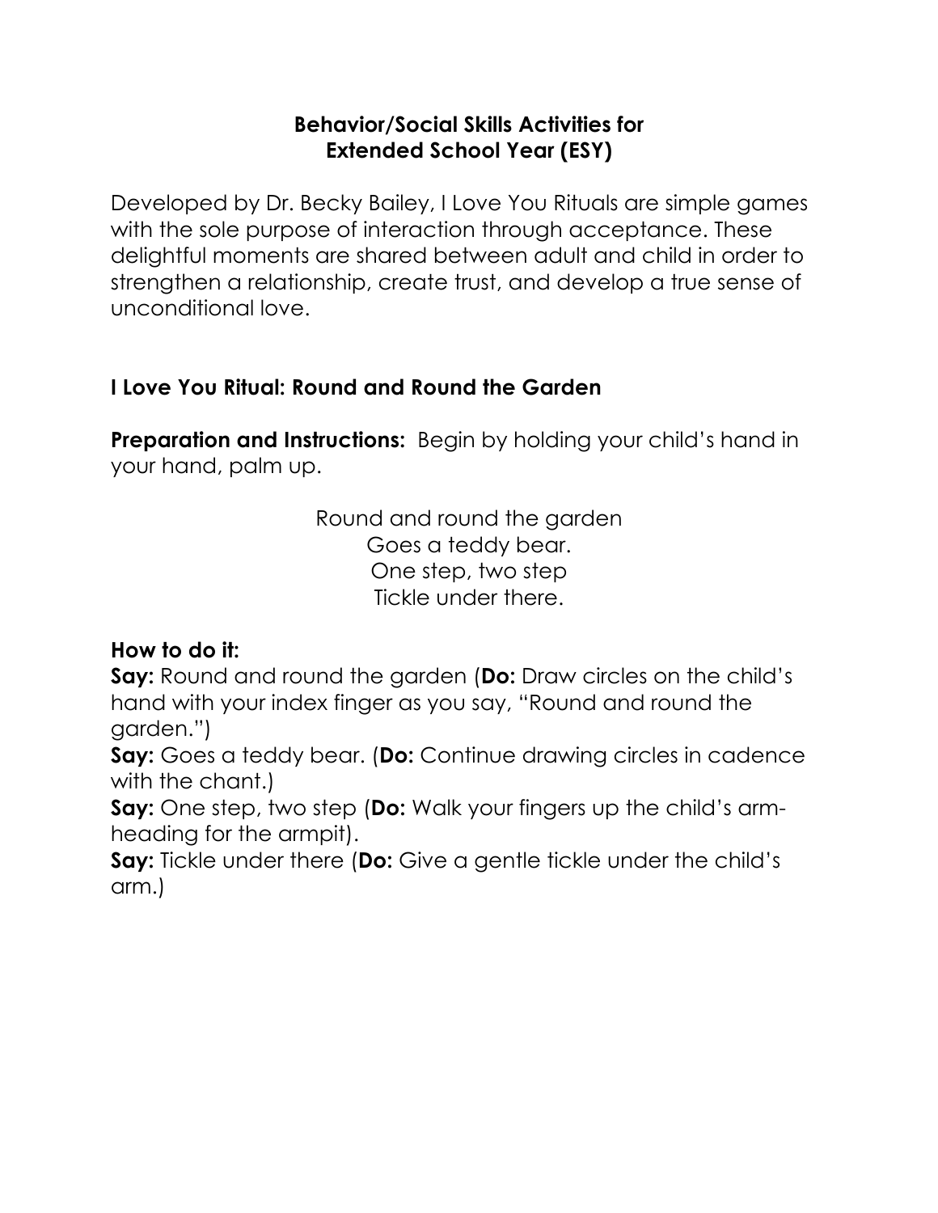## Behavior/Social Skills Activities for Extended School Year (ESY)

Developed by Dr. Becky Bailey, I Love You Rituals are simple games with the sole purpose of interaction through acceptance. These delightful moments are shared between adult and child in order to strengthen a relationship, create trust, and develop a true sense of unconditional love.

### I Love You Ritual: Round and Round the Garden

**Preparation and Instructions:** Begin by holding your child's hand in your hand, palm up.

Round and round the garden
Goes a teddy bear.
One step, two step
Tickle under there.

**How to do it:**

**Say:** Round and round the garden (**Do:** Draw circles on the child's hand with your index finger as you say, "Round and round the garden.")
**Say:** Goes a teddy bear. (**Do:** Continue drawing circles in cadence with the chant.)
**Say:** One step, two step (**Do:** Walk your fingers up the child's arm-heading for the armpit).
**Say:** Tickle under there (**Do:** Give a gentle tickle under the child's arm.)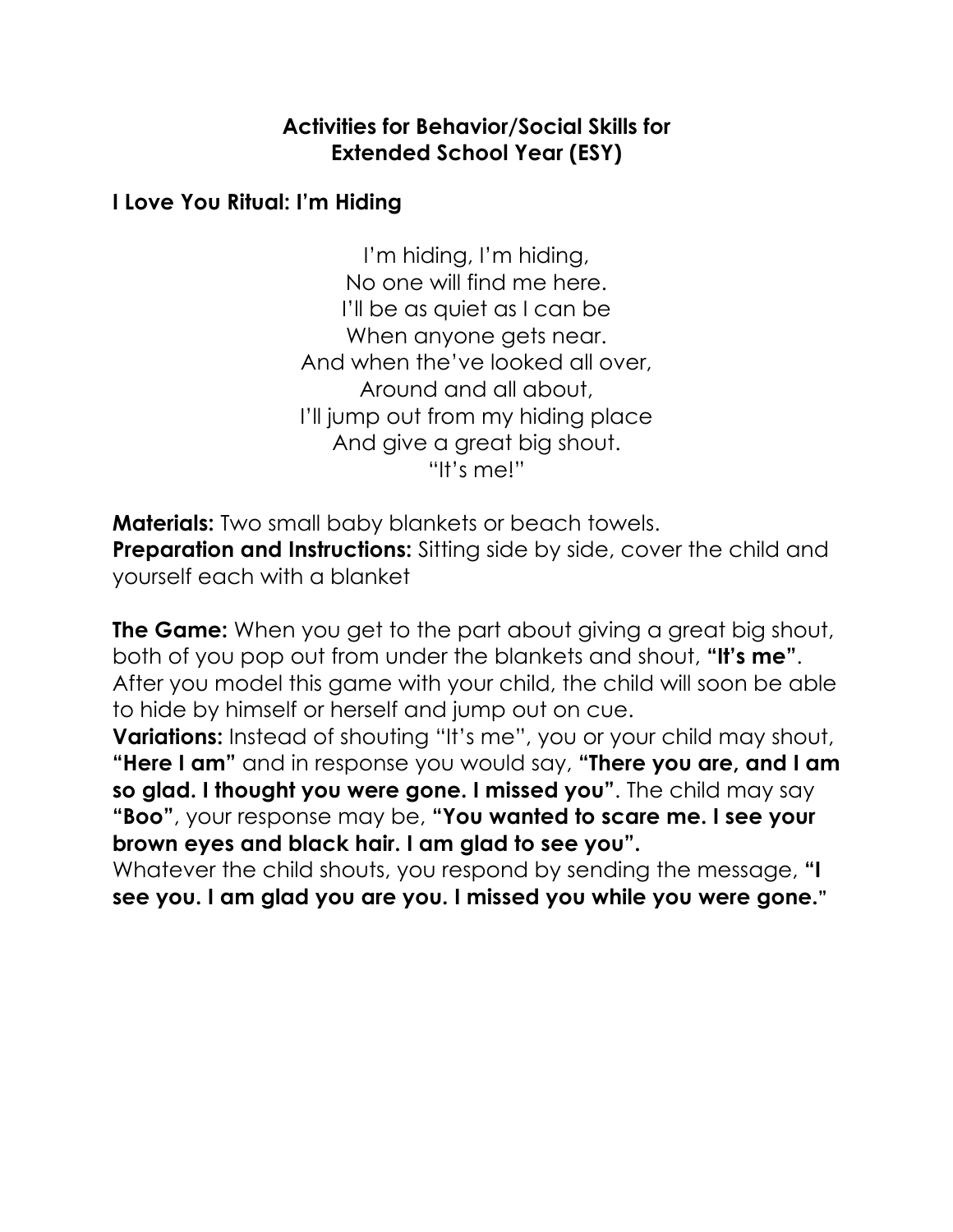## Activities for Behavior/Social Skills for Extended School Year (ESY)

### I Love You Ritual: I'm Hiding

I'm hiding, I'm hiding,
No one will find me here.
I'll be as quiet as I can be
When anyone gets near.
And when the've looked all over,
Around and all about,
I'll jump out from my hiding place
And give a great big shout.
"It's me!"

**Materials:** Two small baby blankets or beach towels.
**Preparation and Instructions:** Sitting side by side, cover the child and yourself each with a blanket

**The Game:** When you get to the part about giving a great big shout, both of you pop out from under the blankets and shout, **"It's me"**. After you model this game with your child, the child will soon be able to hide by himself or herself and jump out on cue.
**Variations:** Instead of shouting "It's me", you or your child may shout, **"Here I am"** and in response you would say, **"There you are, and I am so glad. I thought you were gone. I missed you"**. The child may say **"Boo"**, your response may be, **"You wanted to scare me. I see your brown eyes and black hair. I am glad to see you".**
Whatever the child shouts, you respond by sending the message, **"I see you. I am glad you are you. I missed you while you were gone."**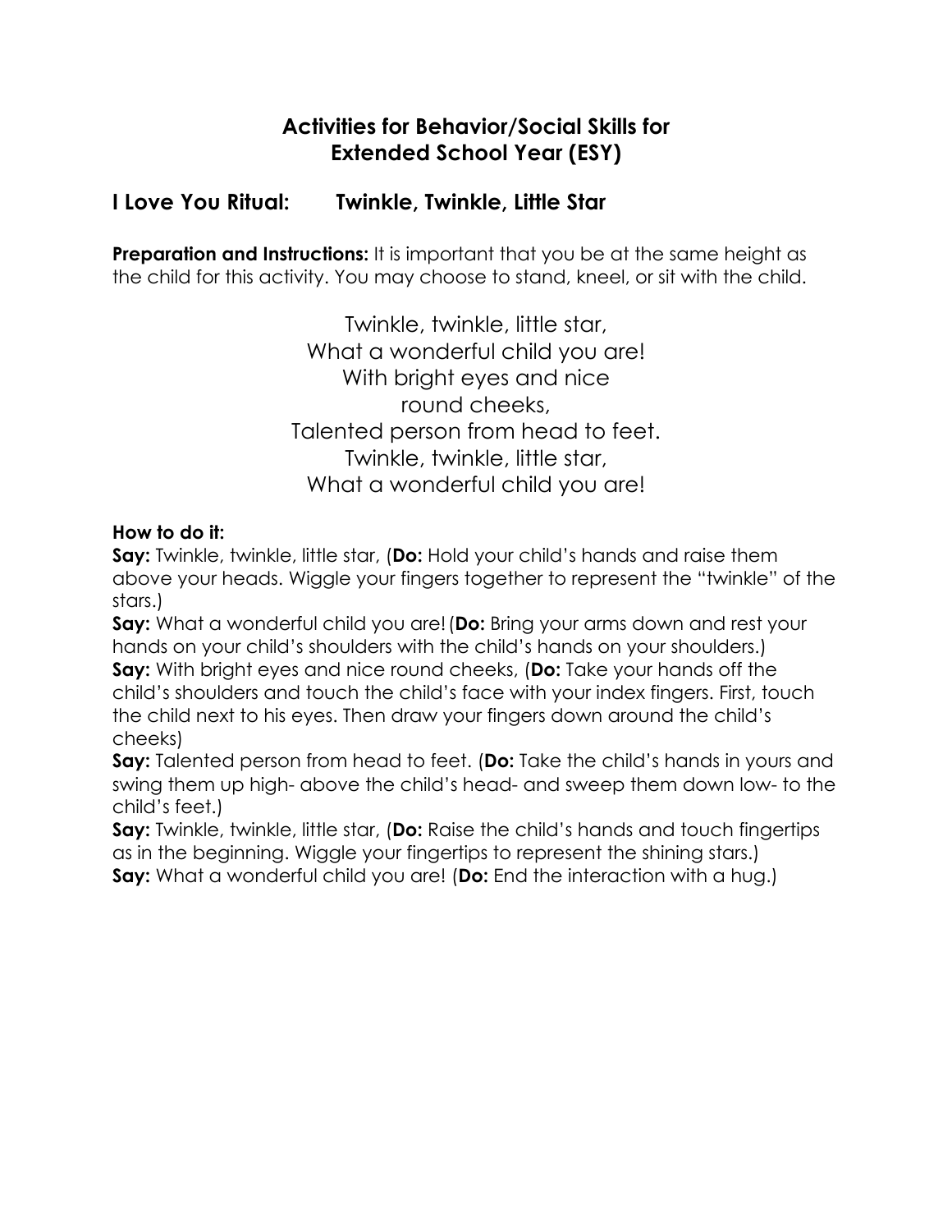# Activities for Behavior/Social Skills for Extended School Year (ESY)

## I Love You Ritual: Twinkle, Twinkle, Little Star

**Preparation and Instructions:** It is important that you be at the same height as the child for this activity. You may choose to stand, kneel, or sit with the child.

Twinkle, twinkle, little star,  
What a wonderful child you are!  
With bright eyes and nice  
round cheeks,  
Talented person from head to feet.  
Twinkle, twinkle, little star,  
What a wonderful child you are!

**How to do it:**

**Say:** Twinkle, twinkle, little star, (**Do:** Hold your child's hands and raise them above your heads. Wiggle your fingers together to represent the "twinkle" of the stars.)

**Say:** What a wonderful child you are! (**Do:** Bring your arms down and rest your hands on your child's shoulders with the child's hands on your shoulders.)

**Say:** With bright eyes and nice round cheeks, (**Do:** Take your hands off the child's shoulders and touch the child's face with your index fingers. First, touch the child next to his eyes. Then draw your fingers down around the child's cheeks)

**Say:** Talented person from head to feet. (**Do:** Take the child's hands in yours and swing them up high- above the child's head- and sweep them down low- to the child's feet.)

**Say:** Twinkle, twinkle, little star, (**Do:** Raise the child's hands and touch fingertips as in the beginning. Wiggle your fingertips to represent the shining stars.)

**Say:** What a wonderful child you are! (**Do:** End the interaction with a hug.)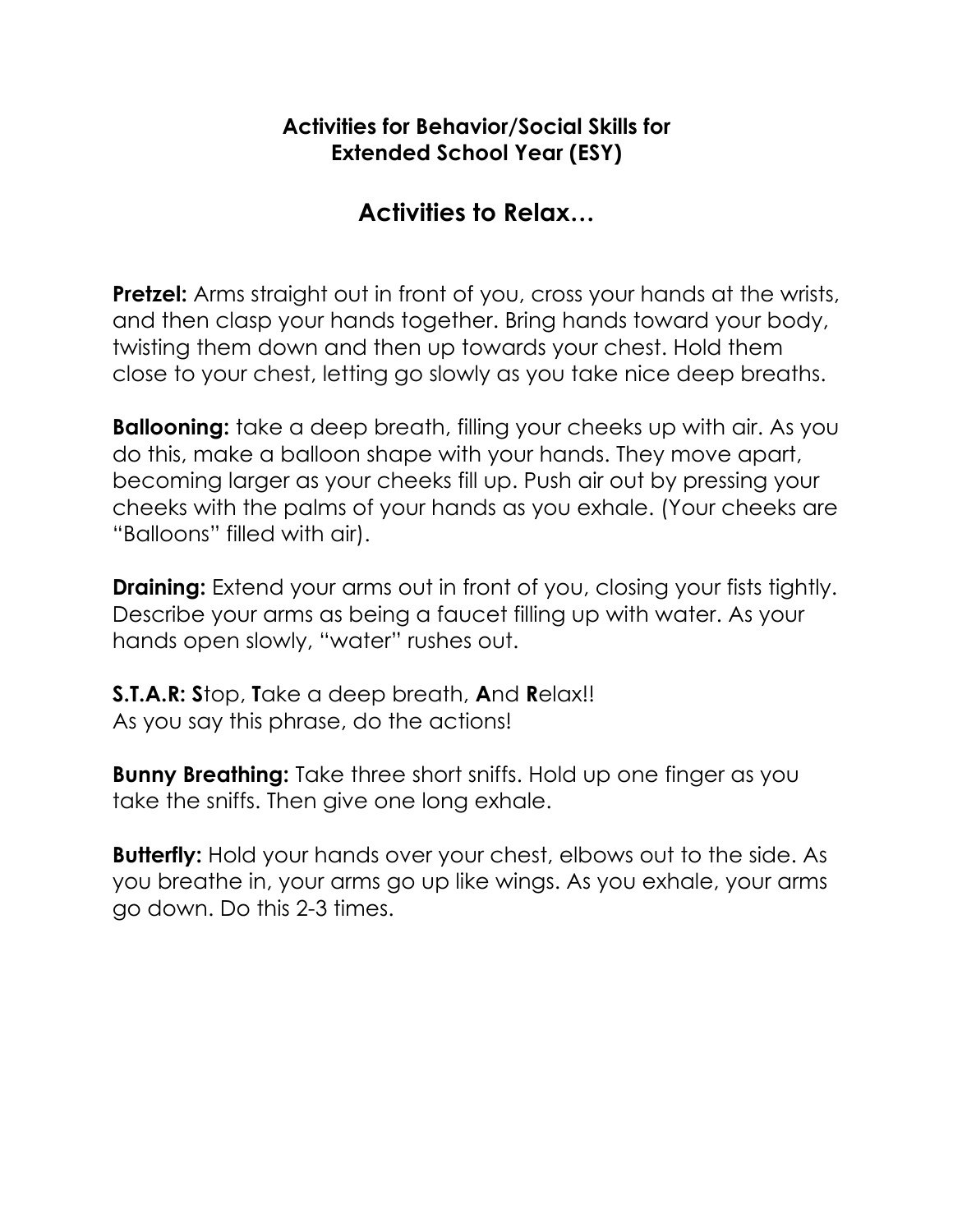**Activities for Behavior/Social Skills for Extended School Year (ESY)**

## Activities to Relax…

**Pretzel:** Arms straight out in front of you, cross your hands at the wrists, and then clasp your hands together. Bring hands toward your body, twisting them down and then up towards your chest. Hold them close to your chest, letting go slowly as you take nice deep breaths.

**Ballooning:** take a deep breath, filling your cheeks up with air. As you do this, make a balloon shape with your hands. They move apart, becoming larger as your cheeks fill up. Push air out by pressing your cheeks with the palms of your hands as you exhale. (Your cheeks are "Balloons" filled with air).

**Draining:** Extend your arms out in front of you, closing your fists tightly. Describe your arms as being a faucet filling up with water. As your hands open slowly, "water" rushes out.

**S.T.A.R: S**top, **T**ake a deep breath, **A**nd **R**elax!!
As you say this phrase, do the actions!

**Bunny Breathing:** Take three short sniffs. Hold up one finger as you take the sniffs. Then give one long exhale.

**Butterfly:** Hold your hands over your chest, elbows out to the side. As you breathe in, your arms go up like wings. As you exhale, your arms go down. Do this 2-3 times.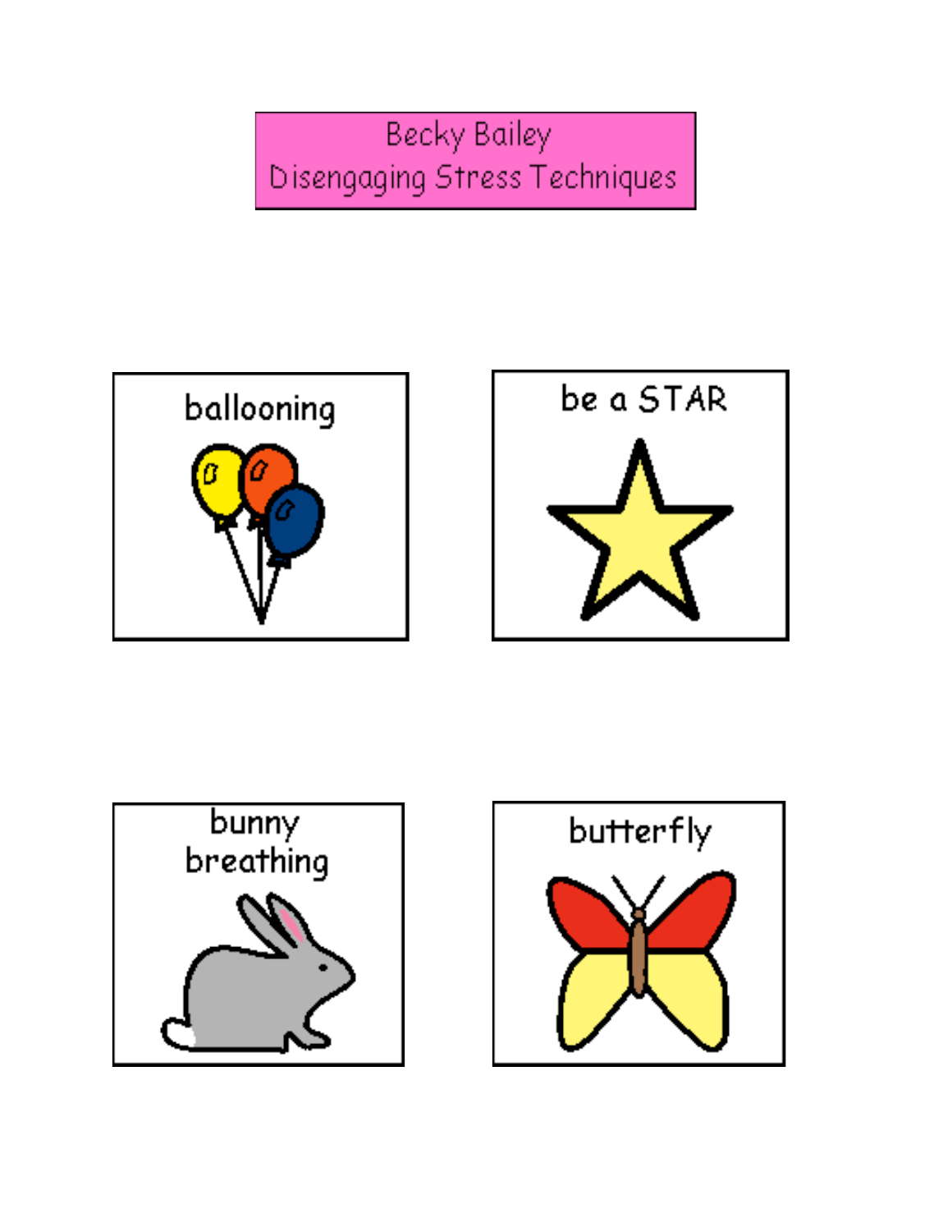# Becky Bailey
# Disengaging Stress Techniques

ballooning

be a STAR

bunny breathing

butterfly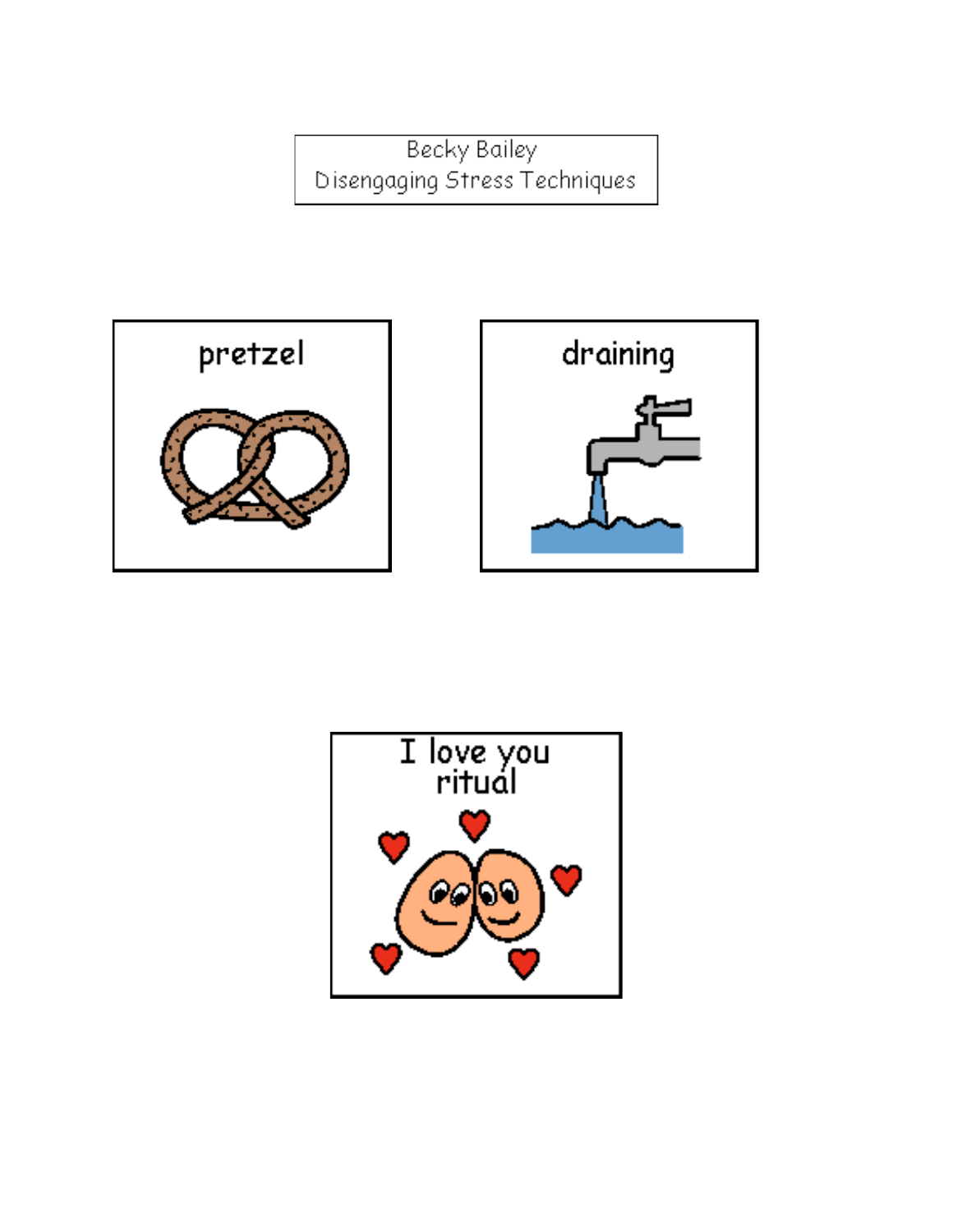Becky Bailey
Disengaging Stress Techniques

pretzel

draining

I love you ritual